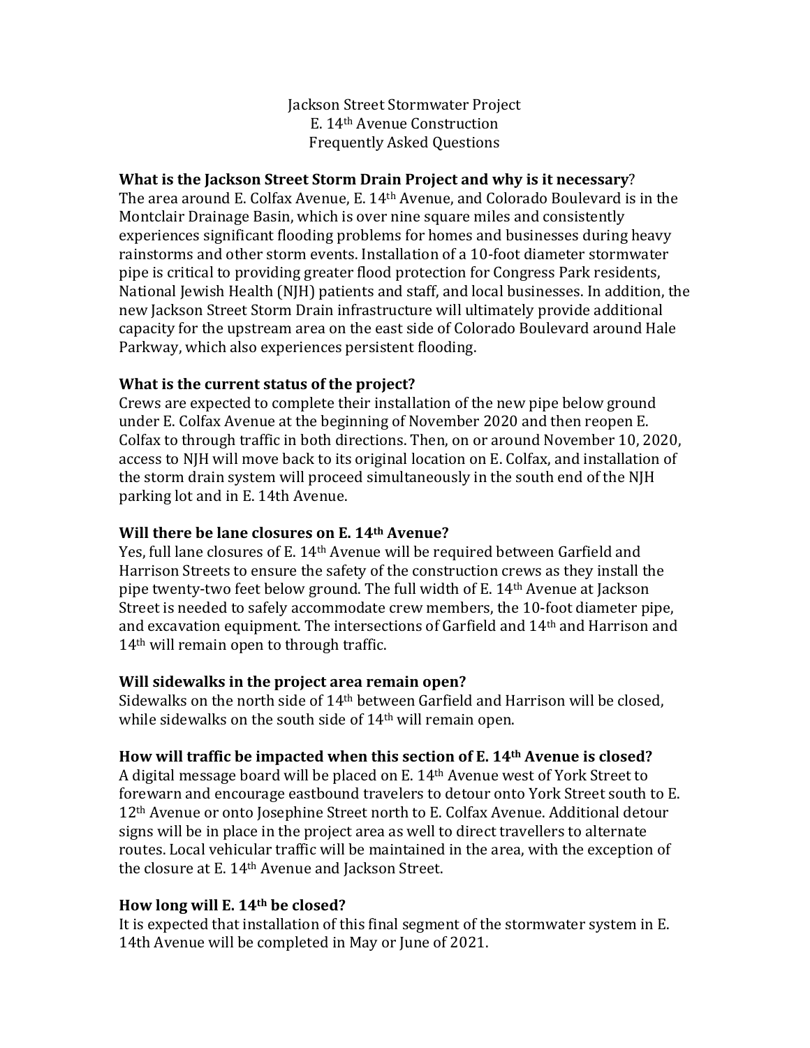# Jackson Street Stormwater Project
# E. 14th Avenue Construction
# Frequently Asked Questions

**What is the Jackson Street Storm Drain Project and why is it necessary?**

The area around E. Colfax Avenue, E. 14th Avenue, and Colorado Boulevard is in the Montclair Drainage Basin, which is over nine square miles and consistently experiences significant flooding problems for homes and businesses during heavy rainstorms and other storm events. Installation of a 10-foot diameter stormwater pipe is critical to providing greater flood protection for Congress Park residents, National Jewish Health (NJH) patients and staff, and local businesses. In addition, the new Jackson Street Storm Drain infrastructure will ultimately provide additional capacity for the upstream area on the east side of Colorado Boulevard around Hale Parkway, which also experiences persistent flooding.

**What is the current status of the project?**

Crews are expected to complete their installation of the new pipe below ground under E. Colfax Avenue at the beginning of November 2020 and then reopen E. Colfax to through traffic in both directions. Then, on or around November 10, 2020, access to NJH will move back to its original location on E. Colfax, and installation of the storm drain system will proceed simultaneously in the south end of the NJH parking lot and in E. 14th Avenue.

**Will there be lane closures on E. 14th Avenue?**

Yes, full lane closures of E. 14th Avenue will be required between Garfield and Harrison Streets to ensure the safety of the construction crews as they install the pipe twenty-two feet below ground. The full width of E. 14th Avenue at Jackson Street is needed to safely accommodate crew members, the 10-foot diameter pipe, and excavation equipment. The intersections of Garfield and 14th and Harrison and 14th will remain open to through traffic.

**Will sidewalks in the project area remain open?**

Sidewalks on the north side of 14th between Garfield and Harrison will be closed, while sidewalks on the south side of 14th will remain open.

**How will traffic be impacted when this section of E. 14th Avenue is closed?**

A digital message board will be placed on E. 14th Avenue west of York Street to forewarn and encourage eastbound travelers to detour onto York Street south to E. 12th Avenue or onto Josephine Street north to E. Colfax Avenue. Additional detour signs will be in place in the project area as well to direct travellers to alternate routes. Local vehicular traffic will be maintained in the area, with the exception of the closure at E. 14th Avenue and Jackson Street.

**How long will E. 14th be closed?**

It is expected that installation of this final segment of the stormwater system in E. 14th Avenue will be completed in May or June of 2021.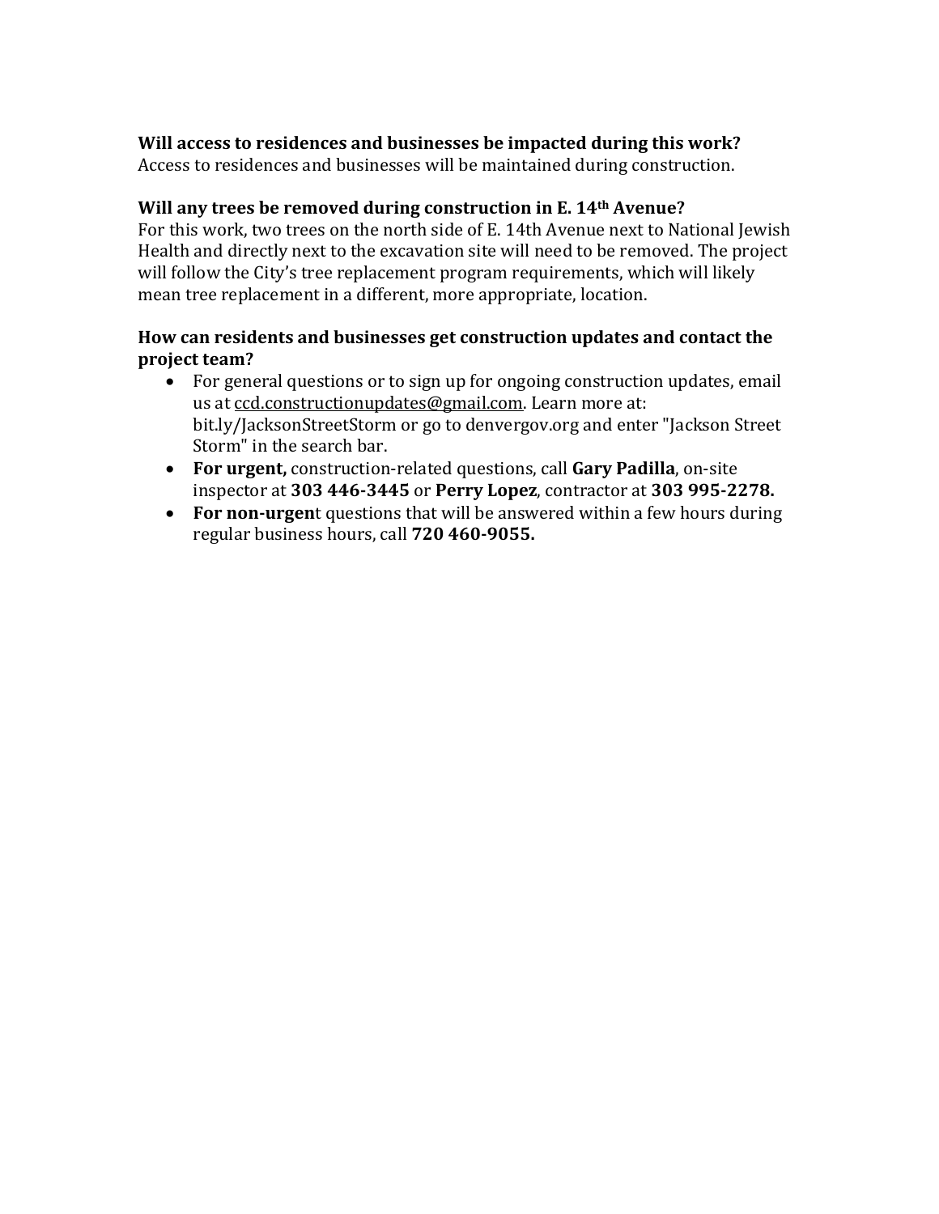**Will access to residences and businesses be impacted during this work?**
Access to residences and businesses will be maintained during construction.

**Will any trees be removed during construction in E. 14th Avenue?**
For this work, two trees on the north side of E. 14th Avenue next to National Jewish Health and directly next to the excavation site will need to be removed. The project will follow the City's tree replacement program requirements, which will likely mean tree replacement in a different, more appropriate, location.

**How can residents and businesses get construction updates and contact the project team?**

- For general questions or to sign up for ongoing construction updates, email us at ccd.constructionupdates@gmail.com. Learn more at: bit.ly/JacksonStreetStorm or go to denvergov.org and enter "Jackson Street Storm" in the search bar.
- **For urgent,** construction-related questions, call **Gary Padilla**, on-site inspector at **303 446-3445** or **Perry Lopez**, contractor at **303 995-2278.**
- **For non-urgen**t questions that will be answered within a few hours during regular business hours, call **720 460-9055.**